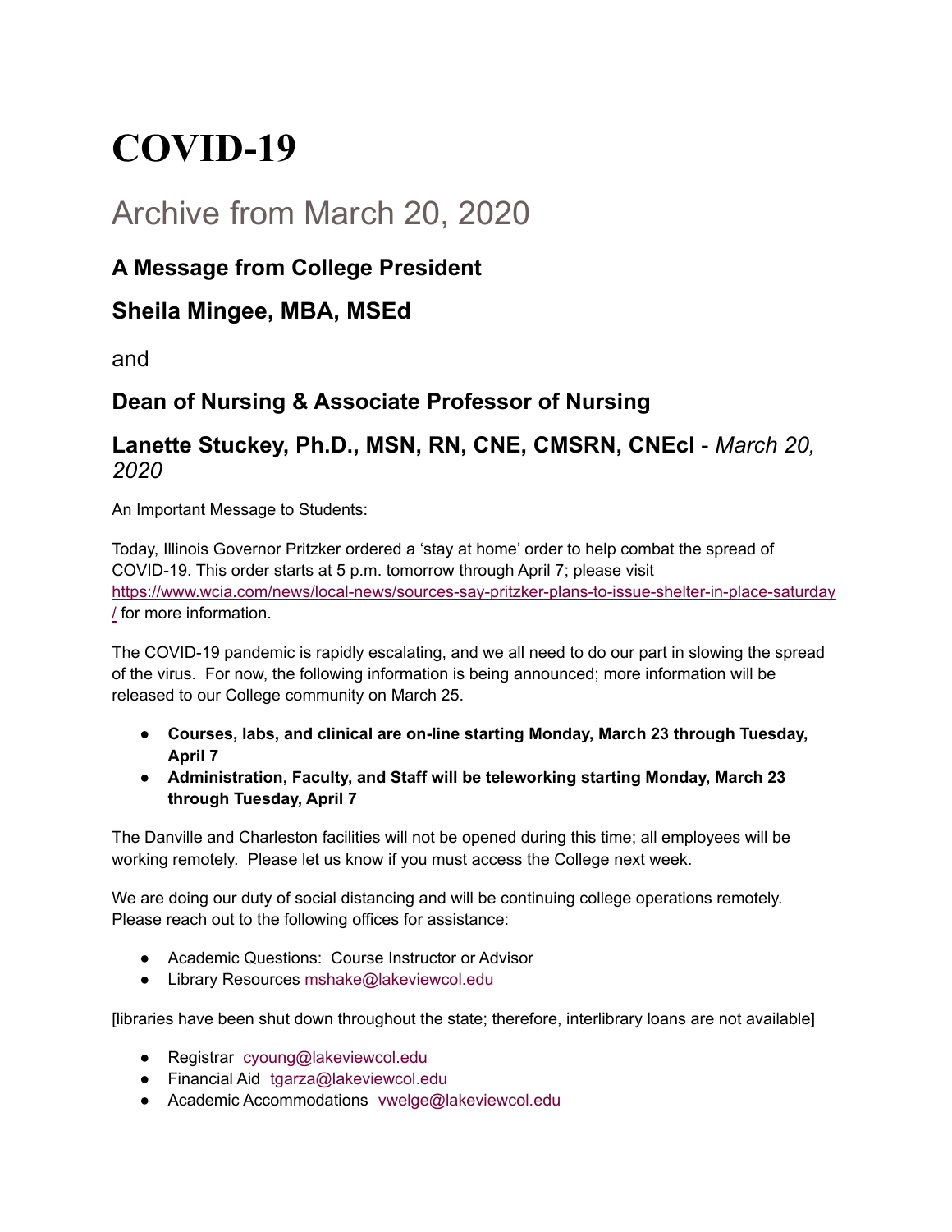# COVID-19

## Archive from March 20, 2020

### A Message from College President

### Sheila Mingee, MBA, MSEd

and

### Dean of Nursing & Associate Professor of Nursing

### Lanette Stuckey, Ph.D., MSN, RN, CNE, CMSRN, CNEcl - *March 20, 2020*

An Important Message to Students:

Today, Illinois Governor Pritzker ordered a 'stay at home' order to help combat the spread of COVID-19. This order starts at 5 p.m. tomorrow through April 7; please visit https://www.wcia.com/news/local-news/sources-say-pritzker-plans-to-issue-shelter-in-place-saturday/ for more information.

The COVID-19 pandemic is rapidly escalating, and we all need to do our part in slowing the spread of the virus. For now, the following information is being announced; more information will be released to our College community on March 25.

- **Courses, labs, and clinical are on-line starting Monday, March 23 through Tuesday, April 7**
- **Administration, Faculty, and Staff will be teleworking starting Monday, March 23 through Tuesday, April 7**

The Danville and Charleston facilities will not be opened during this time; all employees will be working remotely. Please let us know if you must access the College next week.

We are doing our duty of social distancing and will be continuing college operations remotely. Please reach out to the following offices for assistance:

- Academic Questions: Course Instructor or Advisor
- Library Resources mshake@lakeviewcol.edu

[libraries have been shut down throughout the state; therefore, interlibrary loans are not available]

- Registrar cyoung@lakeviewcol.edu
- Financial Aid tgarza@lakeviewcol.edu
- Academic Accommodations vwelge@lakeviewcol.edu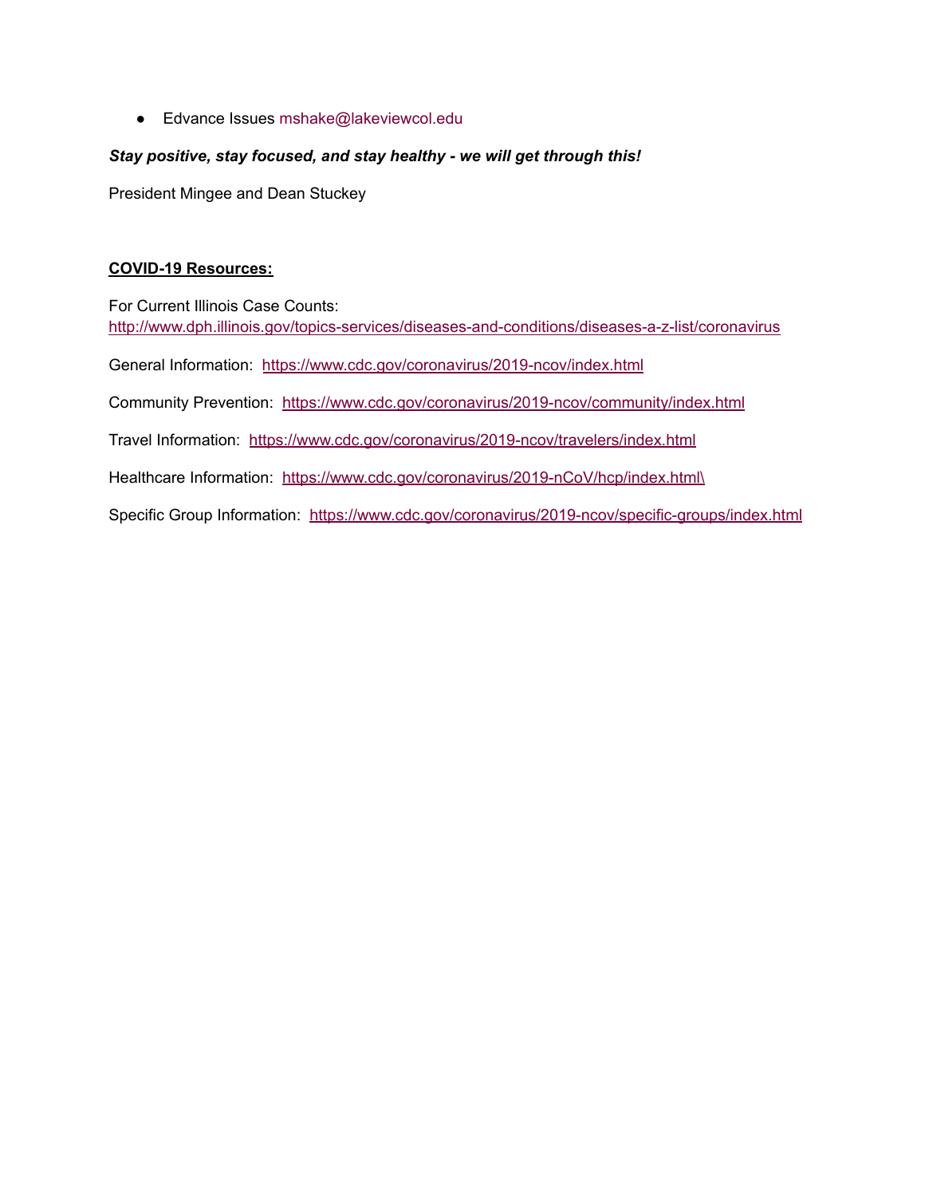- Edvance Issues mshake@lakeviewcol.edu

***Stay positive, stay focused, and stay healthy - we will get through this!***

President Mingee and Dean Stuckey

**COVID-19 Resources:**

For Current Illinois Case Counts:
http://www.dph.illinois.gov/topics-services/diseases-and-conditions/diseases-a-z-list/coronavirus

General Information: https://www.cdc.gov/coronavirus/2019-ncov/index.html

Community Prevention: https://www.cdc.gov/coronavirus/2019-ncov/community/index.html

Travel Information: https://www.cdc.gov/coronavirus/2019-ncov/travelers/index.html

Healthcare Information: https://www.cdc.gov/coronavirus/2019-nCoV/hcp/index.html\

Specific Group Information: https://www.cdc.gov/coronavirus/2019-ncov/specific-groups/index.html